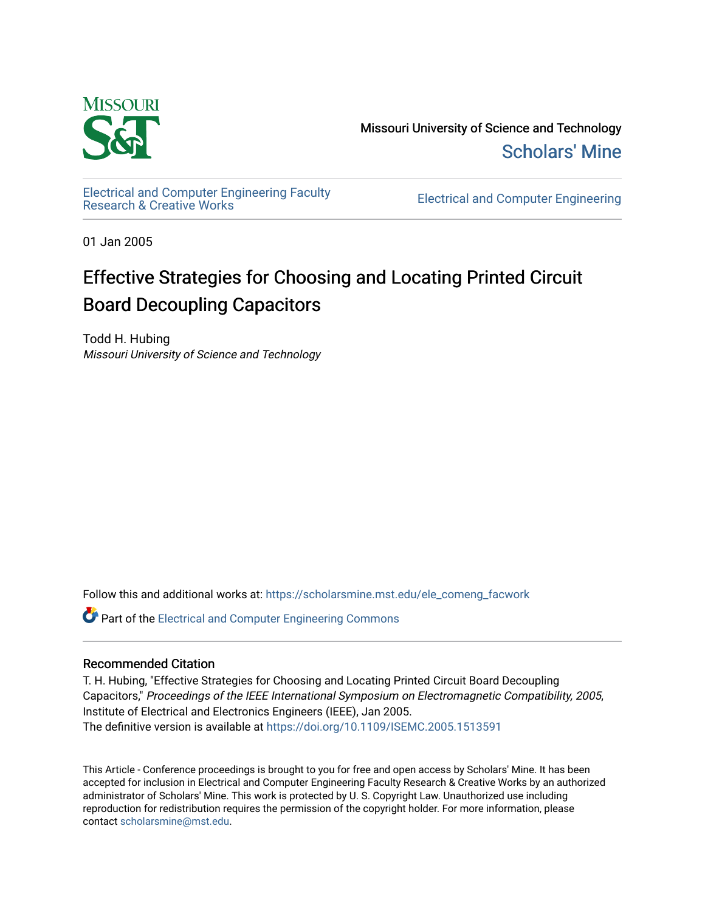Missouri University of Science and Technology

Scholars' Mine

Electrical and Computer Engineering Faculty Research & Creative Works

Electrical and Computer Engineering

01 Jan 2005

# Effective Strategies for Choosing and Locating Printed Circuit Board Decoupling Capacitors

Todd H. Hubing

*Missouri University of Science and Technology*

Follow this and additional works at: https://scholarsmine.mst.edu/ele_comeng_facwork

Part of the Electrical and Computer Engineering Commons

## Recommended Citation

T. H. Hubing, "Effective Strategies for Choosing and Locating Printed Circuit Board Decoupling Capacitors," *Proceedings of the IEEE International Symposium on Electromagnetic Compatibility, 2005*, Institute of Electrical and Electronics Engineers (IEEE), Jan 2005.

The definitive version is available at https://doi.org/10.1109/ISEMC.2005.1513591

This Article - Conference proceedings is brought to you for free and open access by Scholars' Mine. It has been accepted for inclusion in Electrical and Computer Engineering Faculty Research & Creative Works by an authorized administrator of Scholars' Mine. This work is protected by U. S. Copyright Law. Unauthorized use including reproduction for redistribution requires the permission of the copyright holder. For more information, please contact scholarsmine@mst.edu.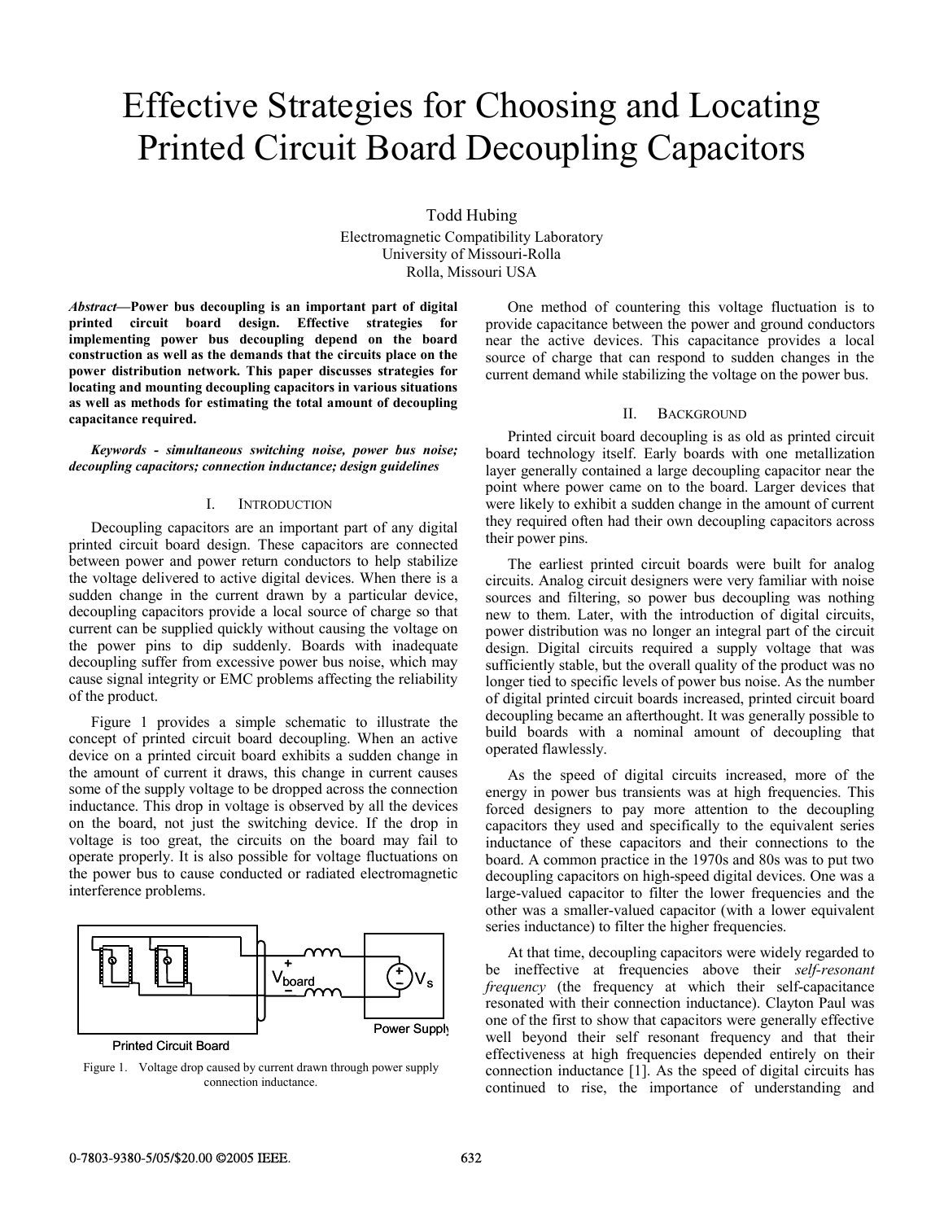# Effective Strategies for Choosing and Locating Printed Circuit Board Decoupling Capacitors

Todd Hubing

Electromagnetic Compatibility Laboratory
University of Missouri-Rolla
Rolla, Missouri USA

***Abstract*—Power bus decoupling is an important part of digital printed circuit board design. Effective strategies for implementing power bus decoupling depend on the board construction as well as the demands that the circuits place on the power distribution network. This paper discusses strategies for locating and mounting decoupling capacitors in various situations as well as methods for estimating the total amount of decoupling capacitance required.**

***Keywords - simultaneous switching noise, power bus noise; decoupling capacitors; connection inductance; design guidelines***

## I. Introduction

Decoupling capacitors are an important part of any digital printed circuit board design. These capacitors are connected between power and power return conductors to help stabilize the voltage delivered to active digital devices. When there is a sudden change in the current drawn by a particular device, decoupling capacitors provide a local source of charge so that current can be supplied quickly without causing the voltage on the power pins to dip suddenly. Boards with inadequate decoupling suffer from excessive power bus noise, which may cause signal integrity or EMC problems affecting the reliability of the product.

Figure 1 provides a simple schematic to illustrate the concept of printed circuit board decoupling. When an active device on a printed circuit board exhibits a sudden change in the amount of current it draws, this change in current causes some of the supply voltage to be dropped across the connection inductance. This drop in voltage is observed by all the devices on the board, not just the switching device. If the drop in voltage is too great, the circuits on the board may fail to operate properly. It is also possible for voltage fluctuations on the power bus to cause conducted or radiated electromagnetic interference problems.

Figure 1. Voltage drop caused by current drawn through power supply connection inductance.

One method of countering this voltage fluctuation is to provide capacitance between the power and ground conductors near the active devices. This capacitance provides a local source of charge that can respond to sudden changes in the current demand while stabilizing the voltage on the power bus.

## II. Background

Printed circuit board decoupling is as old as printed circuit board technology itself. Early boards with one metallization layer generally contained a large decoupling capacitor near the point where power came on to the board. Larger devices that were likely to exhibit a sudden change in the amount of current they required often had their own decoupling capacitors across their power pins.

The earliest printed circuit boards were built for analog circuits. Analog circuit designers were very familiar with noise sources and filtering, so power bus decoupling was nothing new to them. Later, with the introduction of digital circuits, power distribution was no longer an integral part of the circuit design. Digital circuits required a supply voltage that was sufficiently stable, but the overall quality of the product was no longer tied to specific levels of power bus noise. As the number of digital printed circuit boards increased, printed circuit board decoupling became an afterthought. It was generally possible to build boards with a nominal amount of decoupling that operated flawlessly.

As the speed of digital circuits increased, more of the energy in power bus transients was at high frequencies. This forced designers to pay more attention to the decoupling capacitors they used and specifically to the equivalent series inductance of these capacitors and their connections to the board. A common practice in the 1970s and 80s was to put two decoupling capacitors on high-speed digital devices. One was a large-valued capacitor to filter the lower frequencies and the other was a smaller-valued capacitor (with a lower equivalent series inductance) to filter the higher frequencies.

At that time, decoupling capacitors were widely regarded to be ineffective at frequencies above their *self-resonant frequency* (the frequency at which their self-capacitance resonated with their connection inductance). Clayton Paul was one of the first to show that capacitors were generally effective well beyond their self resonant frequency and that their effectiveness at high frequencies depended entirely on their connection inductance [1]. As the speed of digital circuits has continued to rise, the importance of understanding and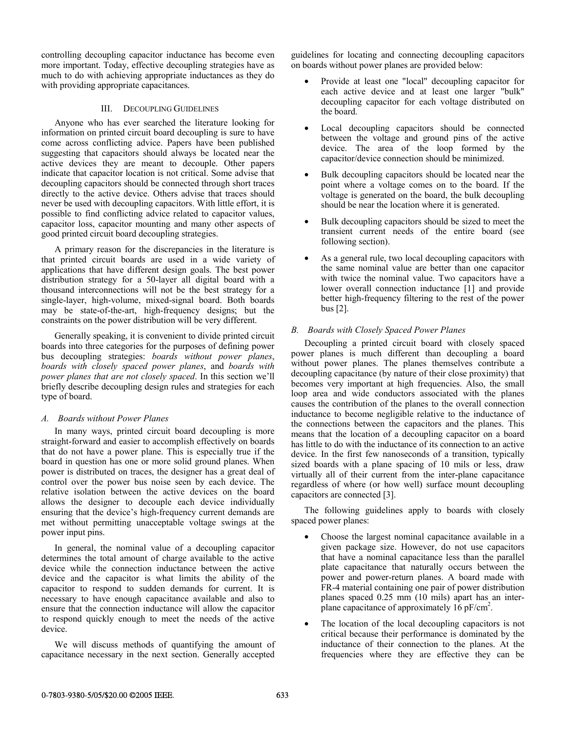controlling decoupling capacitor inductance has become even more important. Today, effective decoupling strategies have as much to do with achieving appropriate inductances as they do with providing appropriate capacitances.

## III. Decoupling Guidelines

Anyone who has ever searched the literature looking for information on printed circuit board decoupling is sure to have come across conflicting advice. Papers have been published suggesting that capacitors should always be located near the active devices they are meant to decouple. Other papers indicate that capacitor location is not critical. Some advise that decoupling capacitors should be connected through short traces directly to the active device. Others advise that traces should never be used with decoupling capacitors. With little effort, it is possible to find conflicting advice related to capacitor values, capacitor loss, capacitor mounting and many other aspects of good printed circuit board decoupling strategies.

A primary reason for the discrepancies in the literature is that printed circuit boards are used in a wide variety of applications that have different design goals. The best power distribution strategy for a 50-layer all digital board with a thousand interconnections will not be the best strategy for a single-layer, high-volume, mixed-signal board. Both boards may be state-of-the-art, high-frequency designs; but the constraints on the power distribution will be very different.

Generally speaking, it is convenient to divide printed circuit boards into three categories for the purposes of defining power bus decoupling strategies: *boards without power planes*, *boards with closely spaced power planes*, and *boards with power planes that are not closely spaced*. In this section we'll briefly describe decoupling design rules and strategies for each type of board.

### A. Boards without Power Planes

In many ways, printed circuit board decoupling is more straight-forward and easier to accomplish effectively on boards that do not have a power plane. This is especially true if the board in question has one or more solid ground planes. When power is distributed on traces, the designer has a great deal of control over the power bus noise seen by each device. The relative isolation between the active devices on the board allows the designer to decouple each device individually ensuring that the device's high-frequency current demands are met without permitting unacceptable voltage swings at the power input pins.

In general, the nominal value of a decoupling capacitor determines the total amount of charge available to the active device while the connection inductance between the active device and the capacitor is what limits the ability of the capacitor to respond to sudden demands for current. It is necessary to have enough capacitance available and also to ensure that the connection inductance will allow the capacitor to respond quickly enough to meet the needs of the active device.

We will discuss methods of quantifying the amount of capacitance necessary in the next section. Generally accepted guidelines for locating and connecting decoupling capacitors on boards without power planes are provided below:

- Provide at least one "local" decoupling capacitor for each active device and at least one larger "bulk" decoupling capacitor for each voltage distributed on the board.
- Local decoupling capacitors should be connected between the voltage and ground pins of the active device. The area of the loop formed by the capacitor/device connection should be minimized.
- Bulk decoupling capacitors should be located near the point where a voltage comes on to the board. If the voltage is generated on the board, the bulk decoupling should be near the location where it is generated.
- Bulk decoupling capacitors should be sized to meet the transient current needs of the entire board (see following section).
- As a general rule, two local decoupling capacitors with the same nominal value are better than one capacitor with twice the nominal value. Two capacitors have a lower overall connection inductance [1] and provide better high-frequency filtering to the rest of the power bus [2].

### B. Boards with Closely Spaced Power Planes

Decoupling a printed circuit board with closely spaced power planes is much different than decoupling a board without power planes. The planes themselves contribute a decoupling capacitance (by nature of their close proximity) that becomes very important at high frequencies. Also, the small loop area and wide conductors associated with the planes causes the contribution of the planes to the overall connection inductance to become negligible relative to the inductance of the connections between the capacitors and the planes. This means that the location of a decoupling capacitor on a board has little to do with the inductance of its connection to an active device. In the first few nanoseconds of a transition, typically sized boards with a plane spacing of 10 mils or less, draw virtually all of their current from the inter-plane capacitance regardless of where (or how well) surface mount decoupling capacitors are connected [3].

The following guidelines apply to boards with closely spaced power planes:

- Choose the largest nominal capacitance available in a given package size. However, do not use capacitors that have a nominal capacitance less than the parallel plate capacitance that naturally occurs between the power and power-return planes. A board made with FR-4 material containing one pair of power distribution planes spaced 0.25 mm (10 mils) apart has an inter-plane capacitance of approximately 16 pF/cm$^2$.
- The location of the local decoupling capacitors is not critical because their performance is dominated by the inductance of their connection to the planes. At the frequencies where they are effective they can be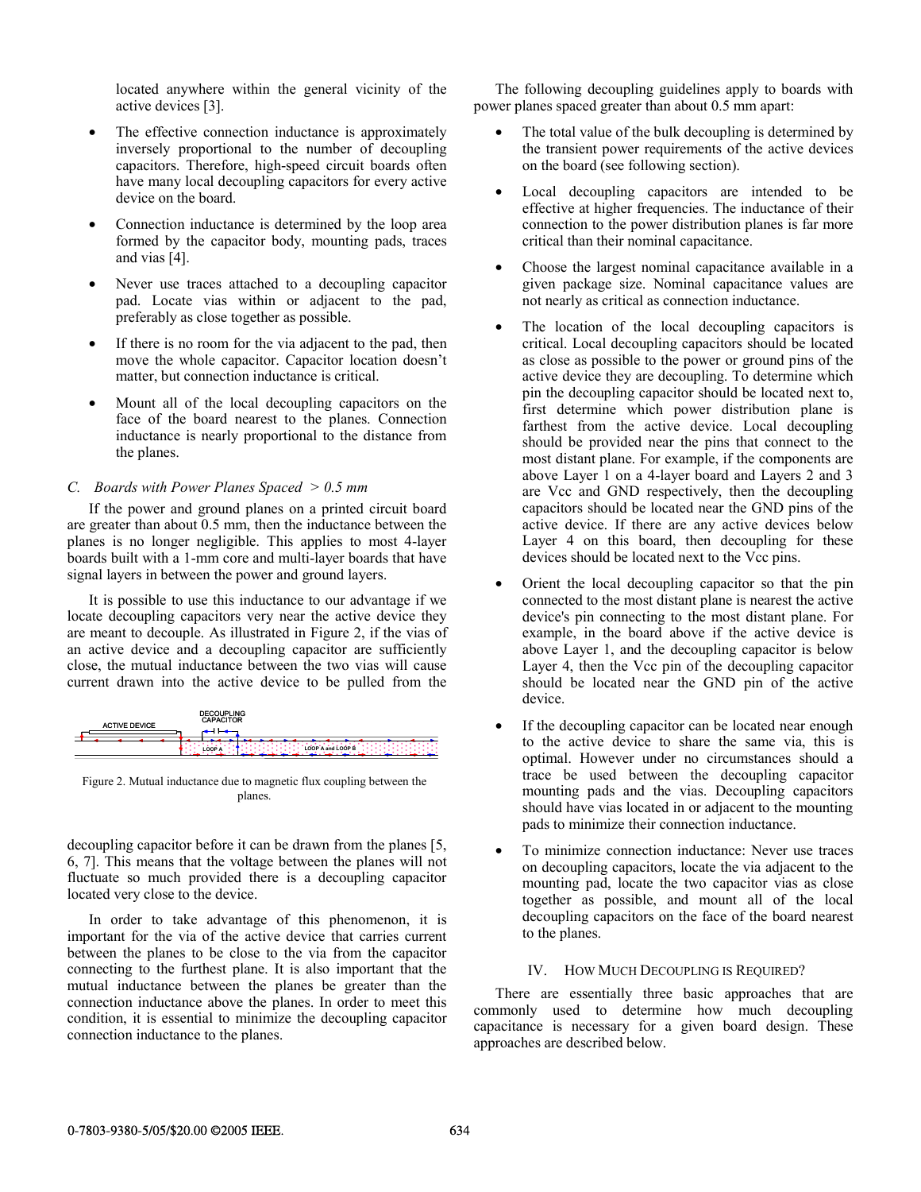located anywhere within the general vicinity of the active devices [3].

- The effective connection inductance is approximately inversely proportional to the number of decoupling capacitors. Therefore, high-speed circuit boards often have many local decoupling capacitors for every active device on the board.
- Connection inductance is determined by the loop area formed by the capacitor body, mounting pads, traces and vias [4].
- Never use traces attached to a decoupling capacitor pad. Locate vias within or adjacent to the pad, preferably as close together as possible.
- If there is no room for the via adjacent to the pad, then move the whole capacitor. Capacitor location doesn't matter, but connection inductance is critical.
- Mount all of the local decoupling capacitors on the face of the board nearest to the planes. Connection inductance is nearly proportional to the distance from the planes.

### *C. Boards with Power Planes Spaced > 0.5 mm*

If the power and ground planes on a printed circuit board are greater than about 0.5 mm, then the inductance between the planes is no longer negligible. This applies to most 4-layer boards built with a 1-mm core and multi-layer boards that have signal layers in between the power and ground layers.

It is possible to use this inductance to our advantage if we locate decoupling capacitors very near the active device they are meant to decouple. As illustrated in Figure 2, if the vias of an active device and a decoupling capacitor are sufficiently close, the mutual inductance between the two vias will cause current drawn into the active device to be pulled from the decoupling capacitor before it can be drawn from the planes [5, 6, 7]. This means that the voltage between the planes will not fluctuate so much provided there is a decoupling capacitor located very close to the device.

Figure 2. Mutual inductance due to magnetic flux coupling between the planes.

In order to take advantage of this phenomenon, it is important for the via of the active device that carries current between the planes to be close to the via from the capacitor connecting to the furthest plane. It is also important that the mutual inductance between the planes be greater than the connection inductance above the planes. In order to meet this condition, it is essential to minimize the decoupling capacitor connection inductance to the planes.

The following decoupling guidelines apply to boards with power planes spaced greater than about 0.5 mm apart:

- The total value of the bulk decoupling is determined by the transient power requirements of the active devices on the board (see following section).
- Local decoupling capacitors are intended to be effective at higher frequencies. The inductance of their connection to the power distribution planes is far more critical than their nominal capacitance.
- Choose the largest nominal capacitance available in a given package size. Nominal capacitance values are not nearly as critical as connection inductance.
- The location of the local decoupling capacitors is critical. Local decoupling capacitors should be located as close as possible to the power or ground pins of the active device they are decoupling. To determine which pin the decoupling capacitor should be located next to, first determine which power distribution plane is farthest from the active device. Local decoupling should be provided near the pins that connect to the most distant plane. For example, if the components are above Layer 1 on a 4-layer board and Layers 2 and 3 are Vcc and GND respectively, then the decoupling capacitors should be located near the GND pins of the active device. If there are any active devices below Layer 4 on this board, then decoupling for these devices should be located next to the Vcc pins.
- Orient the local decoupling capacitor so that the pin connected to the most distant plane is nearest the active device's pin connecting to the most distant plane. For example, in the board above if the active device is above Layer 1, and the decoupling capacitor is below Layer 4, then the Vcc pin of the decoupling capacitor should be located near the GND pin of the active device.
- If the decoupling capacitor can be located near enough to the active device to share the same via, this is optimal. However under no circumstances should a trace be used between the decoupling capacitor mounting pads and the vias. Decoupling capacitors should have vias located in or adjacent to the mounting pads to minimize their connection inductance.
- To minimize connection inductance: Never use traces on decoupling capacitors, locate the via adjacent to the mounting pad, locate the two capacitor vias as close together as possible, and mount all of the local decoupling capacitors on the face of the board nearest to the planes.

## IV. How Much Decoupling is Required?

There are essentially three basic approaches that are commonly used to determine how much decoupling capacitance is necessary for a given board design. These approaches are described below.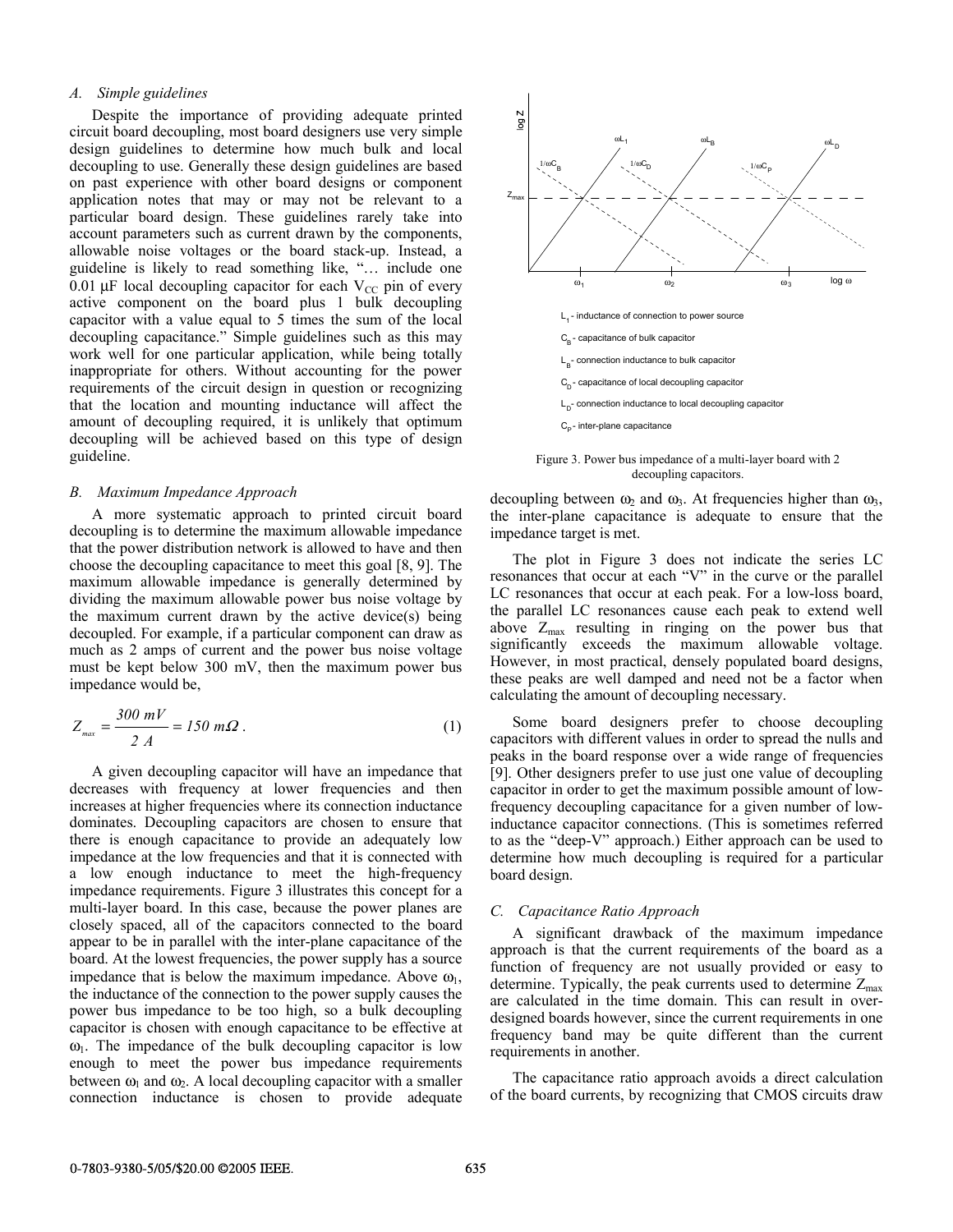### A. Simple guidelines

Despite the importance of providing adequate printed circuit board decoupling, most board designers use very simple design guidelines to determine how much bulk and local decoupling to use. Generally these design guidelines are based on past experience with other board designs or component application notes that may or may not be relevant to a particular board design. These guidelines rarely take into account parameters such as current drawn by the components, allowable noise voltages or the board stack-up. Instead, a guideline is likely to read something like, "… include one 0.01 µF local decoupling capacitor for each $V_{CC}$ pin of every active component on the board plus 1 bulk decoupling capacitor with a value equal to 5 times the sum of the local decoupling capacitance." Simple guidelines such as this may work well for one particular application, while being totally inappropriate for others. Without accounting for the power requirements of the circuit design in question or recognizing that the location and mounting inductance will affect the amount of decoupling required, it is unlikely that optimum decoupling will be achieved based on this type of design guideline.

### B. Maximum Impedance Approach

A more systematic approach to printed circuit board decoupling is to determine the maximum allowable impedance that the power distribution network is allowed to have and then choose the decoupling capacitance to meet this goal [8, 9]. The maximum allowable impedance is generally determined by dividing the maximum allowable power bus noise voltage by the maximum current drawn by the active device(s) being decoupled. For example, if a particular component can draw as much as 2 amps of current and the power bus noise voltage must be kept below 300 mV, then the maximum power bus impedance would be,

$$Z_{max} = \frac{300\ mV}{2\ A} = 150\ m\Omega\ . \tag{1}$$

A given decoupling capacitor will have an impedance that decreases with frequency at lower frequencies and then increases at higher frequencies where its connection inductance dominates. Decoupling capacitors are chosen to ensure that there is enough capacitance to provide an adequately low impedance at the low frequencies and that it is connected with a low enough inductance to meet the high-frequency impedance requirements. Figure 3 illustrates this concept for a multi-layer board. In this case, because the power planes are closely spaced, all of the capacitors connected to the board appear to be in parallel with the inter-plane capacitance of the board. At the lowest frequencies, the power supply has a source impedance that is below the maximum impedance. Above $\omega_1$, the inductance of the connection to the power supply causes the power bus impedance to be too high, so a bulk decoupling capacitor is chosen with enough capacitance to be effective at $\omega_1$. The impedance of the bulk decoupling capacitor is low enough to meet the power bus impedance requirements between $\omega_1$ and $\omega_2$. A local decoupling capacitor with a smaller connection inductance is chosen to provide adequate decoupling between $\omega_2$ and $\omega_3$. At frequencies higher than $\omega_3$, the inter-plane capacitance is adequate to ensure that the impedance target is met.

$L_1$ - inductance of connection to power source
$C_B$ - capacitance of bulk capacitor
$L_B$ - connection inductance to bulk capacitor
$C_D$ - capacitance of local decoupling capacitor
$L_D$ - connection inductance to local decoupling capacitor
$C_P$ - inter-plane capacitance

Figure 3. Power bus impedance of a multi-layer board with 2 decoupling capacitors.

The plot in Figure 3 does not indicate the series LC resonances that occur at each "V" in the curve or the parallel LC resonances that occur at each peak. For a low-loss board, the parallel LC resonances cause each peak to extend well above $Z_{max}$ resulting in ringing on the power bus that significantly exceeds the maximum allowable voltage. However, in most practical, densely populated board designs, these peaks are well damped and need not be a factor when calculating the amount of decoupling necessary.

Some board designers prefer to choose decoupling capacitors with different values in order to spread the nulls and peaks in the board response over a wide range of frequencies [9]. Other designers prefer to use just one value of decoupling capacitor in order to get the maximum possible amount of low-frequency decoupling capacitance for a given number of low-inductance capacitor connections. (This is sometimes referred to as the "deep-V" approach.) Either approach can be used to determine how much decoupling is required for a particular board design.

### C. Capacitance Ratio Approach

A significant drawback of the maximum impedance approach is that the current requirements of the board as a function of frequency are not usually provided or easy to determine. Typically, the peak currents used to determine $Z_{max}$ are calculated in the time domain. This can result in over-designed boards however, since the current requirements in one frequency band may be quite different than the current requirements in another.

The capacitance ratio approach avoids a direct calculation of the board currents, by recognizing that CMOS circuits draw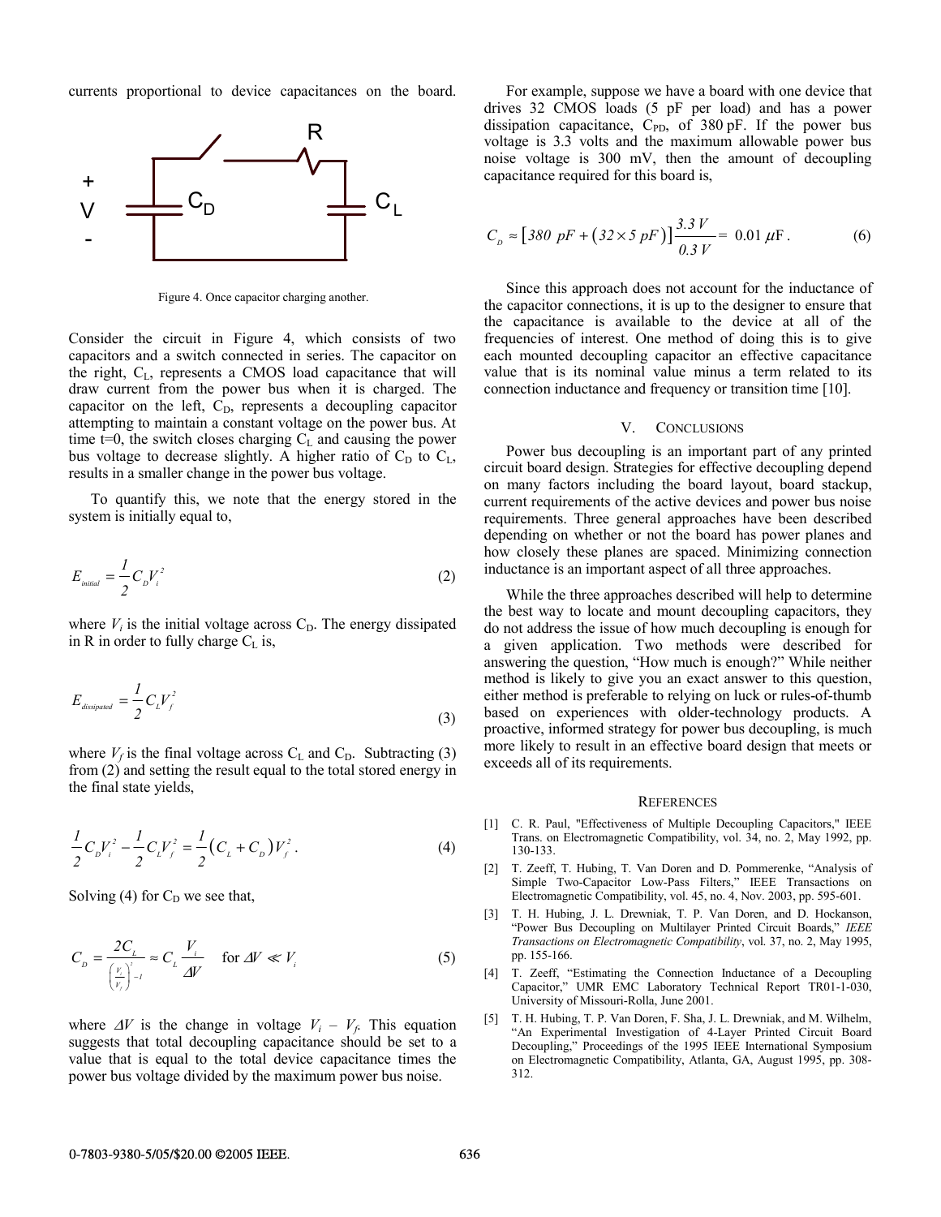currents proportional to device capacitances on the board.

Figure 4. Once capacitor charging another.

Consider the circuit in Figure 4, which consists of two capacitors and a switch connected in series. The capacitor on the right, $C_L$, represents a CMOS load capacitance that will draw current from the power bus when it is charged. The capacitor on the left, $C_D$, represents a decoupling capacitor attempting to maintain a constant voltage on the power bus. At time t=0, the switch closes charging $C_L$ and causing the power bus voltage to decrease slightly. A higher ratio of $C_D$ to $C_L$, results in a smaller change in the power bus voltage.

To quantify this, we note that the energy stored in the system is initially equal to,

$$E_{initial} = \frac{1}{2} C_D V_i^2 \tag{2}$$

where $V_i$ is the initial voltage across $C_D$. The energy dissipated in R in order to fully charge $C_L$ is,

$$E_{dissipated} = \frac{1}{2} C_L V_f^2 \tag{3}$$

where $V_f$ is the final voltage across $C_L$ and $C_D$. Subtracting (3) from (2) and setting the result equal to the total stored energy in the final state yields,

$$\frac{1}{2} C_D V_i^2 - \frac{1}{2} C_L V_f^2 = \frac{1}{2}\left(C_L + C_D\right) V_f^2 . \tag{4}$$

Solving (4) for $C_D$ we see that,

$$C_D = \frac{2C_L}{\left(\frac{V_i}{V_f}\right)^2 - 1} \approx C_L \frac{V_i}{\Delta V} \quad \text{for } \Delta V \ll V_i \tag{5}$$

where $\Delta V$ is the change in voltage $V_i - V_f$. This equation suggests that total decoupling capacitance should be set to a value that is equal to the total device capacitance times the power bus voltage divided by the maximum power bus noise.

For example, suppose we have a board with one device that drives 32 CMOS loads (5 pF per load) and has a power dissipation capacitance, $C_{PD}$, of 380 pF. If the power bus voltage is 3.3 volts and the maximum allowable power bus noise voltage is 300 mV, then the amount of decoupling capacitance required for this board is,

$$C_D \approx \left[380 \ pF + \left(32 \times 5 \ pF\right)\right] \frac{3.3 \ V}{0.3 \ V} = 0.01 \ \mu\text{F} . \tag{6}$$

Since this approach does not account for the inductance of the capacitor connections, it is up to the designer to ensure that the capacitance is available to the device at all of the frequencies of interest. One method of doing this is to give each mounted decoupling capacitor an effective capacitance value that is its nominal value minus a term related to its connection inductance and frequency or transition time [10].

## V. Conclusions

Power bus decoupling is an important part of any printed circuit board design. Strategies for effective decoupling depend on many factors including the board layout, board stackup, current requirements of the active devices and power bus noise requirements. Three general approaches have been described depending on whether or not the board has power planes and how closely these planes are spaced. Minimizing connection inductance is an important aspect of all three approaches.

While the three approaches described will help to determine the best way to locate and mount decoupling capacitors, they do not address the issue of how much decoupling is enough for a given application. Two methods were described for answering the question, "How much is enough?" While neither method is likely to give you an exact answer to this question, either method is preferable to relying on luck or rules-of-thumb based on experiences with older-technology products. A proactive, informed strategy for power bus decoupling, is much more likely to result in an effective board design that meets or exceeds all of its requirements.

## References

[1] C. R. Paul, "Effectiveness of Multiple Decoupling Capacitors," IEEE Trans. on Electromagnetic Compatibility, vol. 34, no. 2, May 1992, pp. 130-133.

[2] T. Zeeff, T. Hubing, T. Van Doren and D. Pommerenke, "Analysis of Simple Two-Capacitor Low-Pass Filters," IEEE Transactions on Electromagnetic Compatibility, vol. 45, no. 4, Nov. 2003, pp. 595-601.

[3] T. H. Hubing, J. L. Drewniak, T. P. Van Doren, and D. Hockanson, "Power Bus Decoupling on Multilayer Printed Circuit Boards," *IEEE Transactions on Electromagnetic Compatibility*, vol. 37, no. 2, May 1995, pp. 155-166.

[4] T. Zeeff, "Estimating the Connection Inductance of a Decoupling Capacitor," UMR EMC Laboratory Technical Report TR01-1-030, University of Missouri-Rolla, June 2001.

[5] T. H. Hubing, T. P. Van Doren, F. Sha, J. L. Drewniak, and M. Wilhelm, "An Experimental Investigation of 4-Layer Printed Circuit Board Decoupling," Proceedings of the 1995 IEEE International Symposium on Electromagnetic Compatibility, Atlanta, GA, August 1995, pp. 308-312.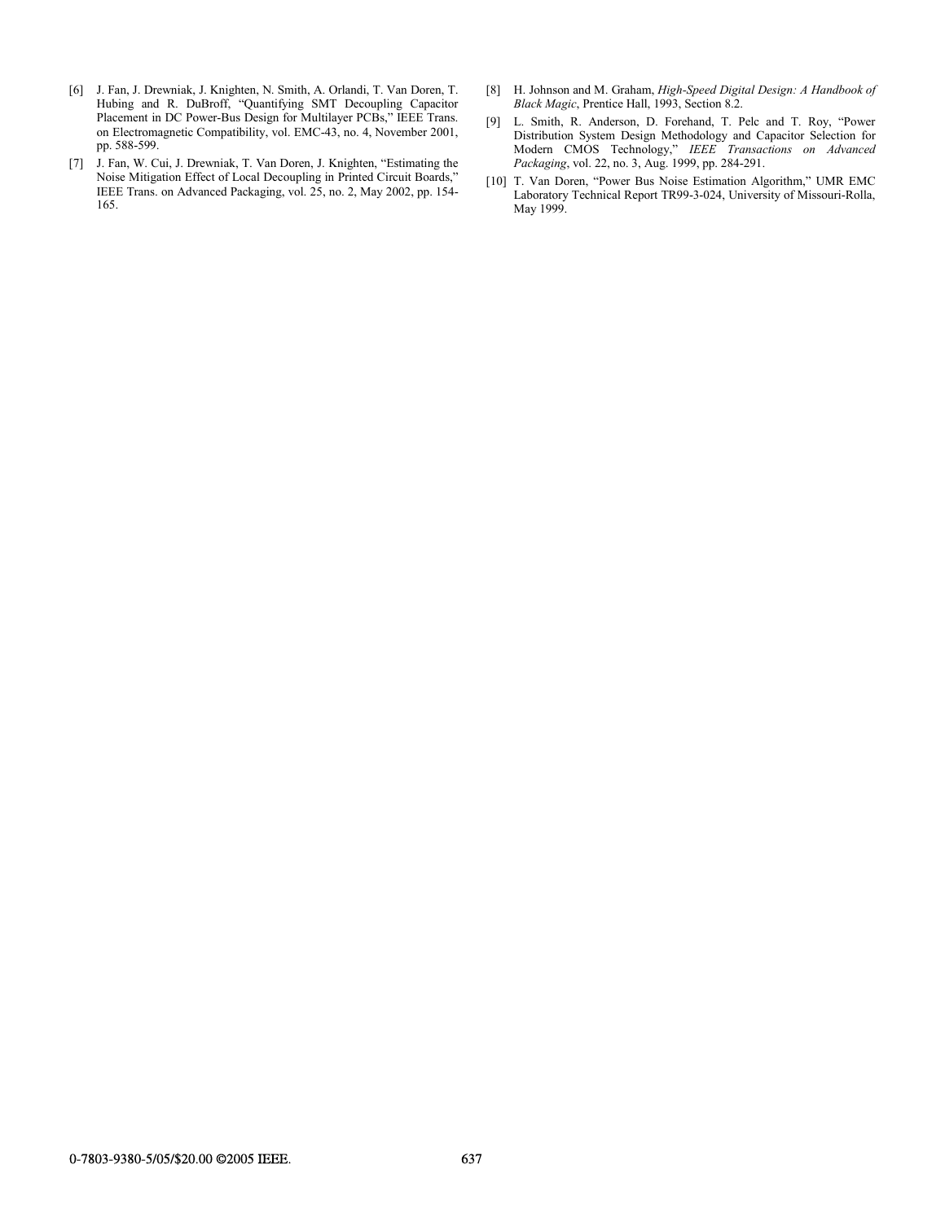[6] J. Fan, J. Drewniak, J. Knighten, N. Smith, A. Orlandi, T. Van Doren, T. Hubing and R. DuBroff, "Quantifying SMT Decoupling Capacitor Placement in DC Power-Bus Design for Multilayer PCBs," IEEE Trans. on Electromagnetic Compatibility, vol. EMC-43, no. 4, November 2001, pp. 588-599.

[7] J. Fan, W. Cui, J. Drewniak, T. Van Doren, J. Knighten, "Estimating the Noise Mitigation Effect of Local Decoupling in Printed Circuit Boards," IEEE Trans. on Advanced Packaging, vol. 25, no. 2, May 2002, pp. 154-165.

[8] H. Johnson and M. Graham, *High-Speed Digital Design: A Handbook of Black Magic*, Prentice Hall, 1993, Section 8.2.

[9] L. Smith, R. Anderson, D. Forehand, T. Pelc and T. Roy, "Power Distribution System Design Methodology and Capacitor Selection for Modern CMOS Technology," *IEEE Transactions on Advanced Packaging*, vol. 22, no. 3, Aug. 1999, pp. 284-291.

[10] T. Van Doren, "Power Bus Noise Estimation Algorithm," UMR EMC Laboratory Technical Report TR99-3-024, University of Missouri-Rolla, May 1999.

0-7803-9380-5/05/$20.00 ©2005 IEEE.